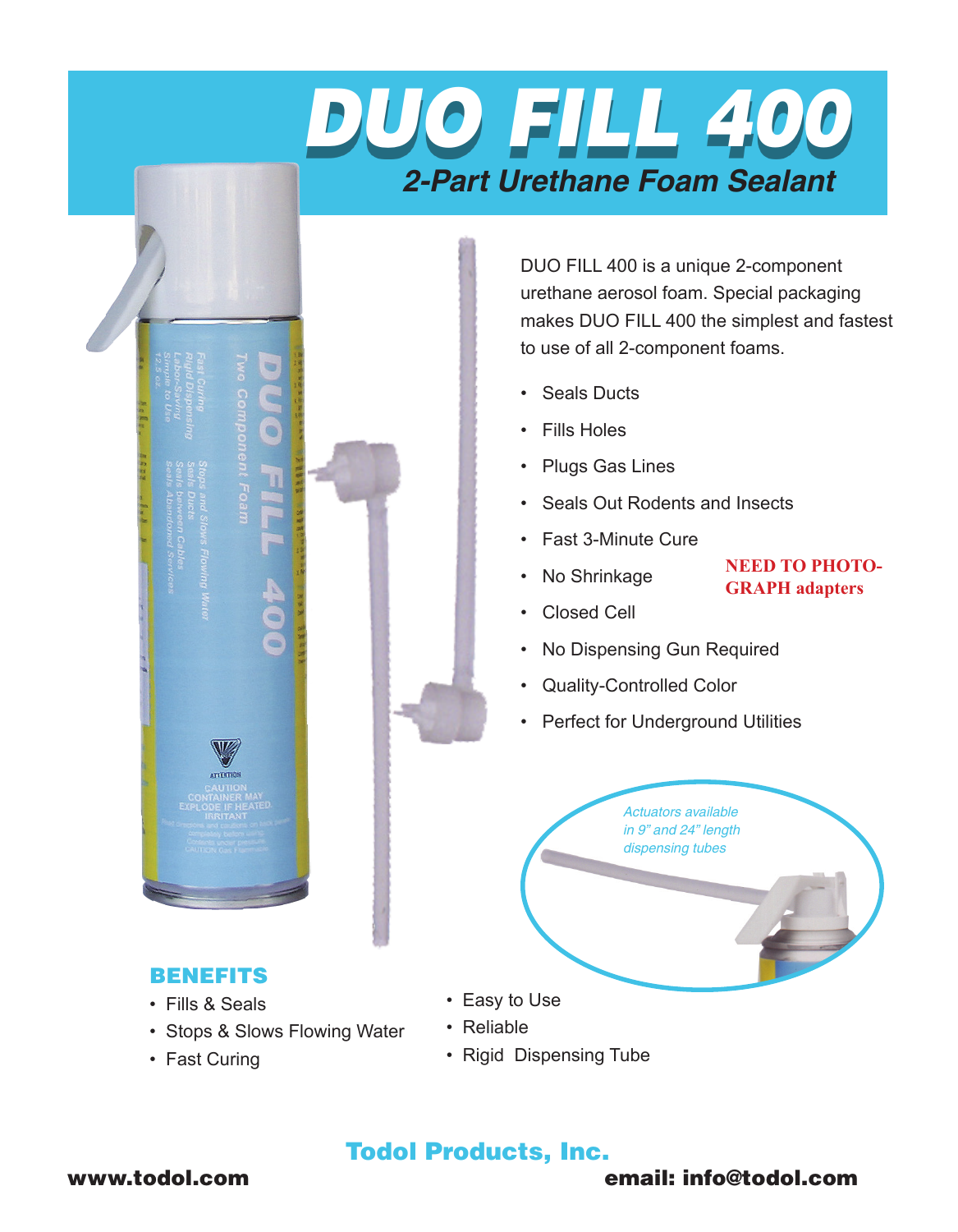# DUO FILL 400

## 2-Part Urethane Foam Sealant

DUO FILL 400 is a unique 2-component urethane aerosol foam. Special packaging makes DUO FILL 400 the simplest and fastest to use of all 2-component foams.

- Seals Ducts
- Fills Holes
- Plugs Gas Lines
- Seals Out Rodents and Insects
- Fast 3-Minute Cure
- No Shrinkage
- Closed Cell
- No Dispensing Gun Required
- Quality-Controlled Color
- Perfect for Underground Utilities

**NEED TO PHOTO-GRAPH adapters**

*Actuators available in 9" and 24" length dispensing tubes*

## BENEFITS

- Fills & Seals
- Stops & Slows Flowing Water
- Fast Curing
- Easy to Use
- Reliable
- Rigid Dispensing Tube

**Todol Products, Inc.**

**www.todol.com** **email: info@todol.com**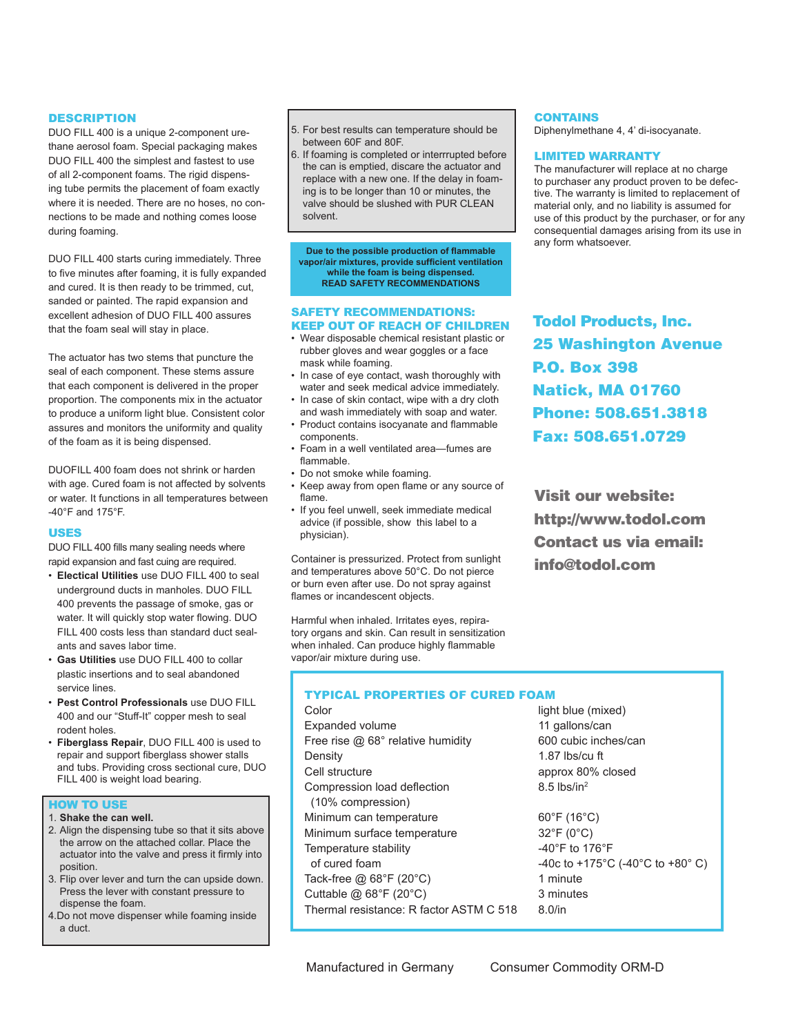## DESCRIPTION

DUO FILL 400 is a unique 2-component urethane aerosol foam. Special packaging makes DUO FILL 400 the simplest and fastest to use of all 2-component foams. The rigid dispensing tube permits the placement of foam exactly where it is needed. There are no hoses, no connections to be made and nothing comes loose during foaming.

DUO FILL 400 starts curing immediately. Three to five minutes after foaming, it is fully expanded and cured. It is then ready to be trimmed, cut, sanded or painted. The rapid expansion and excellent adhesion of DUO FILL 400 assures that the foam seal will stay in place.

The actuator has two stems that puncture the seal of each component. These stems assure that each component is delivered in the proper proportion. The components mix in the actuator to produce a uniform light blue. Consistent color assures and monitors the uniformity and quality of the foam as it is being dispensed.

DUOFILL 400 foam does not shrink or harden with age. Cured foam is not affected by solvents or water. It functions in all temperatures between -40°F and 175°F.

## USES

DUO FILL 400 fills many sealing needs where rapid expansion and fast cuing are required.

- **Electical Utilities** use DUO FILL 400 to seal underground ducts in manholes. DUO FILL 400 prevents the passage of smoke, gas or water. It will quickly stop water flowing. DUO FILL 400 costs less than standard duct sealants and saves labor time.
- **Gas Utilities** use DUO FILL 400 to collar plastic insertions and to seal abandoned service lines.
- **Pest Control Professionals** use DUO FILL 400 and our "Stuff-It" copper mesh to seal rodent holes.
- **Fiberglass Repair**, DUO FILL 400 is used to repair and support fiberglass shower stalls and tubs. Providing cross sectional cure, DUO FILL 400 is weight load bearing.

## HOW TO USE

1. **Shake the can well.**
2. Align the dispensing tube so that it sits above the arrow on the attached collar. Place the actuator into the valve and press it firmly into position.
3. Flip over lever and turn the can upside down. Press the lever with constant pressure to dispense the foam.
4. Do not move dispenser while foaming inside a duct.
5. For best results can temperature should be between 60F and 80F.
6. If foaming is completed or interrrupted before the can is emptied, discare the actuator and replace with a new one. If the delay in foaming is to be longer than 10 or minutes, the valve should be slushed with PUR CLEAN solvent.

**Due to the possible production of flammable vapor/air mixtures, provide sufficient ventilation while the foam is being dispensed.**
**READ SAFETY RECOMMENDATIONS**

## SAFETY RECOMMENDATIONS: KEEP OUT OF REACH OF CHILDREN

- Wear disposable chemical resistant plastic or rubber gloves and wear goggles or a face mask while foaming.
- In case of eye contact, wash thoroughly with water and seek medical advice immediately.
- In case of skin contact, wipe with a dry cloth and wash immediately with soap and water.
- Product contains isocyanate and flammable components.
- Foam in a well ventilated area—fumes are flammable.
- Do not smoke while foaming.
- Keep away from open flame or any source of flame.
- If you feel unwell, seek immediate medical advice (if possible, show this label to a physician).

Container is pressurized. Protect from sunlight and temperatures above 50°C. Do not pierce or burn even after use. Do not spray against flames or incandescent objects.

Harmful when inhaled. Irritates eyes, repiratory organs and skin. Can result in sensitization when inhaled. Can produce highly flammable vapor/air mixture during use.

## CONTAINS

Diphenylmethane 4, 4' di-isocyanate.

## LIMITED WARRANTY

The manufacturer will replace at no charge to purchaser any product proven to be defective. The warranty is limited to replacement of material only, and no liability is assumed for use of this product by the purchaser, or for any consequential damages arising from its use in any form whatsoever.

**Todol Products, Inc.**
**25 Washington Avenue**
**P.O. Box 398**
**Natick, MA 01760**
**Phone: 508.651.3818**
**Fax: 508.651.0729**

**Visit our website:**
**http://www.todol.com**
**Contact us via email:**
**info@todol.com**

## TYPICAL PROPERTIES OF CURED FOAM

| | |
|---|---|
| Color | light blue (mixed) |
| Expanded volume | 11 gallons/can |
| Free rise @ 68° relative humidity | 600 cubic inches/can |
| Density | 1.87 lbs/cu ft |
| Cell structure | approx 80% closed |
| Compression load deflection (10% compression) | 8.5 lbs/in$^2$ |
| Minimum can temperature | 60°F (16°C) |
| Minimum surface temperature | 32°F (0°C) |
| Temperature stability of cured foam | -40°F to 176°F<br>-40c to +175°C (-40°C to +80° C) |
| Tack-free @ 68°F (20°C) | 1 minute |
| Cuttable @ 68°F (20°C) | 3 minutes |
| Thermal resistance: R factor ASTM C 518 | 8.0/in |

Manufactured in Germany    Consumer Commodity ORM-D